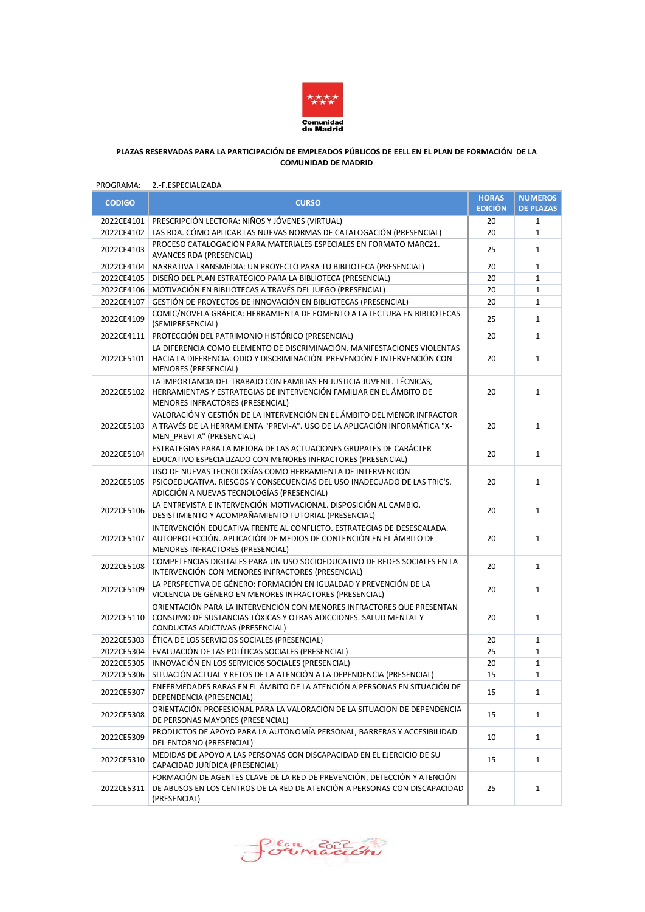Comunidad de Madrid

**PLAZAS RESERVADAS PARA LA PARTICIPACIÓN DE EMPLEADOS PÚBLICOS DE EELL EN EL PLAN DE FORMACIÓN DE LA COMUNIDAD DE MADRID**

PROGRAMA: 2.-F.ESPECIALIZADA

| CODIGO | CURSO | HORAS EDICIÓN | NUMEROS DE PLAZAS |
|---|---|---|---|
| 2022CE4101 | PRESCRIPCIÓN LECTORA: NIÑOS Y JÓVENES (VIRTUAL) | 20 | 1 |
| 2022CE4102 | LAS RDA. CÓMO APLICAR LAS NUEVAS NORMAS DE CATALOGACIÓN (PRESENCIAL) | 20 | 1 |
| 2022CE4103 | PROCESO CATALOGACIÓN PARA MATERIALES ESPECIALES EN FORMATO MARC21. AVANCES RDA (PRESENCIAL) | 25 | 1 |
| 2022CE4104 | NARRATIVA TRANSMEDIA: UN PROYECTO PARA TU BIBLIOTECA (PRESENCIAL) | 20 | 1 |
| 2022CE4105 | DISEÑO DEL PLAN ESTRATÉGICO PARA LA BIBLIOTECA (PRESENCIAL) | 20 | 1 |
| 2022CE4106 | MOTIVACIÓN EN BIBLIOTECAS A TRAVÉS DEL JUEGO (PRESENCIAL) | 20 | 1 |
| 2022CE4107 | GESTIÓN DE PROYECTOS DE INNOVACIÓN EN BIBLIOTECAS (PRESENCIAL) | 20 | 1 |
| 2022CE4109 | COMIC/NOVELA GRÁFICA: HERRAMIENTA DE FOMENTO A LA LECTURA EN BIBLIOTECAS (SEMIPRESENCIAL) | 25 | 1 |
| 2022CE4111 | PROTECCIÓN DEL PATRIMONIO HISTÓRICO (PRESENCIAL) | 20 | 1 |
| 2022CE5101 | LA DIFERENCIA COMO ELEMENTO DE DISCRIMINACIÓN. MANIFESTACIONES VIOLENTAS HACIA LA DIFERENCIA: ODIO Y DISCRIMINACIÓN. PREVENCIÓN E INTERVENCIÓN CON MENORES (PRESENCIAL) | 20 | 1 |
| 2022CE5102 | LA IMPORTANCIA DEL TRABAJO CON FAMILIAS EN JUSTICIA JUVENIL. TÉCNICAS, HERRAMIENTAS Y ESTRATEGIAS DE INTERVENCIÓN FAMILIAR EN EL ÁMBITO DE MENORES INFRACTORES (PRESENCIAL) | 20 | 1 |
| 2022CE5103 | VALORACIÓN Y GESTIÓN DE LA INTERVENCIÓN EN EL ÁMBITO DEL MENOR INFRACTOR A TRAVÉS DE LA HERRAMIENTA "PREVI-A". USO DE LA APLICACIÓN INFORMÁTICA "X-MEN_PREVI-A" (PRESENCIAL) | 20 | 1 |
| 2022CE5104 | ESTRATEGIAS PARA LA MEJORA DE LAS ACTUACIONES GRUPALES DE CARÁCTER EDUCATIVO ESPECIALIZADO CON MENORES INFRACTORES (PRESENCIAL) | 20 | 1 |
| 2022CE5105 | USO DE NUEVAS TECNOLOGÍAS COMO HERRAMIENTA DE INTERVENCIÓN PSICOEDUCATIVA. RIESGOS Y CONSECUENCIAS DEL USO INADECUADO DE LAS TRIC'S. ADICCIÓN A NUEVAS TECNOLOGÍAS (PRESENCIAL) | 20 | 1 |
| 2022CE5106 | LA ENTREVISTA E INTERVENCIÓN MOTIVACIONAL. DISPOSICIÓN AL CAMBIO. DESISTIMIENTO Y ACOMPAÑAMIENTO TUTORIAL (PRESENCIAL) | 20 | 1 |
| 2022CE5107 | INTERVENCIÓN EDUCATIVA FRENTE AL CONFLICTO. ESTRATEGIAS DE DESESCALADA. AUTOPROTECCIÓN. APLICACIÓN DE MEDIOS DE CONTENCIÓN EN EL ÁMBITO DE MENORES INFRACTORES (PRESENCIAL) | 20 | 1 |
| 2022CE5108 | COMPETENCIAS DIGITALES PARA UN USO SOCIOEDUCATIVO DE REDES SOCIALES EN LA INTERVENCIÓN CON MENORES INFRACTORES (PRESENCIAL) | 20 | 1 |
| 2022CE5109 | LA PERSPECTIVA DE GÉNERO: FORMACIÓN EN IGUALDAD Y PREVENCIÓN DE LA VIOLENCIA DE GÉNERO EN MENORES INFRACTORES (PRESENCIAL) | 20 | 1 |
| 2022CE5110 | ORIENTACIÓN PARA LA INTERVENCIÓN CON MENORES INFRACTORES QUE PRESENTAN CONSUMO DE SUSTANCIAS TÓXICAS Y OTRAS ADICCIONES. SALUD MENTAL Y CONDUCTAS ADICTIVAS (PRESENCIAL) | 20 | 1 |
| 2022CE5303 | ÉTICA DE LOS SERVICIOS SOCIALES (PRESENCIAL) | 20 | 1 |
| 2022CE5304 | EVALUACIÓN DE LAS POLÍTICAS SOCIALES (PRESENCIAL) | 25 | 1 |
| 2022CE5305 | INNOVACIÓN EN LOS SERVICIOS SOCIALES (PRESENCIAL) | 20 | 1 |
| 2022CE5306 | SITUACIÓN ACTUAL Y RETOS DE LA ATENCIÓN A LA DEPENDENCIA (PRESENCIAL) | 15 | 1 |
| 2022CE5307 | ENFERMEDADES RARAS EN EL ÁMBITO DE LA ATENCIÓN A PERSONAS EN SITUACIÓN DE DEPENDENCIA (PRESENCIAL) | 15 | 1 |
| 2022CE5308 | ORIENTACIÓN PROFESIONAL PARA LA VALORACIÓN DE LA SITUACION DE DEPENDENCIA DE PERSONAS MAYORES (PRESENCIAL) | 15 | 1 |
| 2022CE5309 | PRODUCTOS DE APOYO PARA LA AUTONOMÍA PERSONAL, BARRERAS Y ACCESIBILIDAD DEL ENTORNO (PRESENCIAL) | 10 | 1 |
| 2022CE5310 | MEDIDAS DE APOYO A LAS PERSONAS CON DISCAPACIDAD EN EL EJERCICIO DE SU CAPACIDAD JURÍDICA (PRESENCIAL) | 15 | 1 |
| 2022CE5311 | FORMACIÓN DE AGENTES CLAVE DE LA RED DE PREVENCIÓN, DETECCIÓN Y ATENCIÓN DE ABUSOS EN LOS CENTROS DE LA RED DE ATENCIÓN A PERSONAS CON DISCAPACIDAD (PRESENCIAL) | 25 | 1 |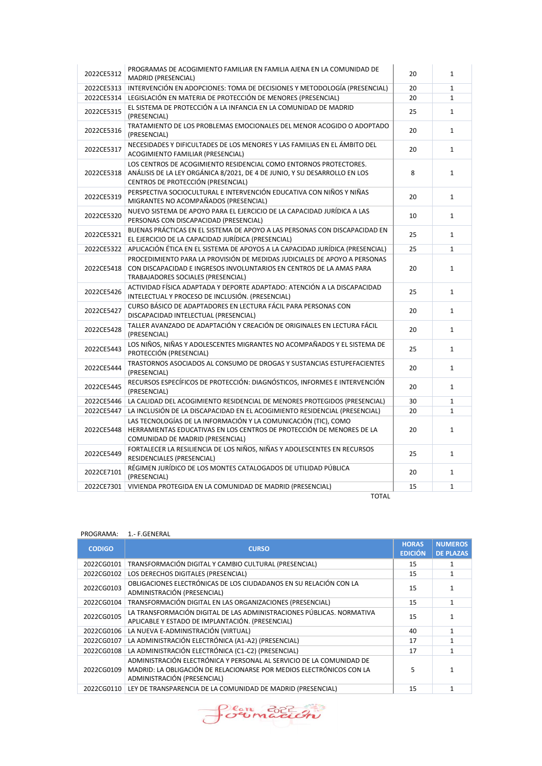| | | | |
|---|---|---|---|
| 2022CE5312 | PROGRAMAS DE ACOGIMIENTO FAMILIAR EN FAMILIA AJENA EN LA COMUNIDAD DE MADRID (PRESENCIAL) | 20 | 1 |
| 2022CE5313 | INTERVENCIÓN EN ADOPCIONES: TOMA DE DECISIONES Y METODOLOGÍA (PRESENCIAL) | 20 | 1 |
| 2022CE5314 | LEGISLACIÓN EN MATERIA DE PROTECCIÓN DE MENORES (PRESENCIAL) | 20 | 1 |
| 2022CE5315 | EL SISTEMA DE PROTECCIÓN A LA INFANCIA EN LA COMUNIDAD DE MADRID (PRESENCIAL) | 25 | 1 |
| 2022CE5316 | TRATAMIENTO DE LOS PROBLEMAS EMOCIONALES DEL MENOR ACOGIDO O ADOPTADO (PRESENCIAL) | 20 | 1 |
| 2022CE5317 | NECESIDADES Y DIFICULTADES DE LOS MENORES Y LAS FAMILIAS EN EL ÁMBITO DEL ACOGIMIENTO FAMILIAR (PRESENCIAL) | 20 | 1 |
| 2022CE5318 | LOS CENTROS DE ACOGIMIENTO RESIDENCIAL COMO ENTORNOS PROTECTORES. ANÁLISIS DE LA LEY ORGÁNICA 8/2021, DE 4 DE JUNIO, Y SU DESARROLLO EN LOS CENTROS DE PROTECCIÓN (PRESENCIAL) | 8 | 1 |
| 2022CE5319 | PERSPECTIVA SOCIOCULTURAL E INTERVENCIÓN EDUCATIVA CON NIÑOS Y NIÑAS MIGRANTES NO ACOMPAÑADOS (PRESENCIAL) | 20 | 1 |
| 2022CE5320 | NUEVO SISTEMA DE APOYO PARA EL EJERCICIO DE LA CAPACIDAD JURÍDICA A LAS PERSONAS CON DISCAPACIDAD (PRESENCIAL) | 10 | 1 |
| 2022CE5321 | BUENAS PRÁCTICAS EN EL SISTEMA DE APOYO A LAS PERSONAS CON DISCAPACIDAD EN EL EJERCICIO DE LA CAPACIDAD JURÍDICA (PRESENCIAL) | 25 | 1 |
| 2022CE5322 | APLICACIÓN ÉTICA EN EL SISTEMA DE APOYOS A LA CAPACIDAD JURÍDICA (PRESENCIAL) | 25 | 1 |
| 2022CE5418 | PROCEDIMIENTO PARA LA PROVISIÓN DE MEDIDAS JUDICIALES DE APOYO A PERSONAS CON DISCAPACIDAD E INGRESOS INVOLUNTARIOS EN CENTROS DE LA AMAS PARA TRABAJADORES SOCIALES (PRESENCIAL) | 20 | 1 |
| 2022CE5426 | ACTIVIDAD FÍSICA ADAPTADA Y DEPORTE ADAPTADO: ATENCIÓN A LA DISCAPACIDAD INTELECTUAL Y PROCESO DE INCLUSIÓN. (PRESENCIAL) | 25 | 1 |
| 2022CE5427 | CURSO BÁSICO DE ADAPTADORES EN LECTURA FÁCIL PARA PERSONAS CON DISCAPACIDAD INTELECTUAL (PRESENCIAL) | 20 | 1 |
| 2022CE5428 | TALLER AVANZADO DE ADAPTACIÓN Y CREACIÓN DE ORIGINALES EN LECTURA FÁCIL (PRESENCIAL) | 20 | 1 |
| 2022CE5443 | LOS NIÑOS, NIÑAS Y ADOLESCENTES MIGRANTES NO ACOMPAÑADOS Y EL SISTEMA DE PROTECCIÓN (PRESENCIAL) | 25 | 1 |
| 2022CE5444 | TRASTORNOS ASOCIADOS AL CONSUMO DE DROGAS Y SUSTANCIAS ESTUPEFACIENTES (PRESENCIAL) | 20 | 1 |
| 2022CE5445 | RECURSOS ESPECÍFICOS DE PROTECCIÓN: DIAGNÓSTICOS, INFORMES E INTERVENCIÓN (PRESENCIAL) | 20 | 1 |
| 2022CE5446 | LA CALIDAD DEL ACOGIMIENTO RESIDENCIAL DE MENORES PROTEGIDOS (PRESENCIAL) | 30 | 1 |
| 2022CE5447 | LA INCLUSIÓN DE LA DISCAPACIDAD EN EL ACOGIMIENTO RESIDENCIAL (PRESENCIAL) | 20 | 1 |
| 2022CE5448 | LAS TECNOLOGÍAS DE LA INFORMACIÓN Y LA COMUNICACIÓN (TIC), COMO HERRAMIENTAS EDUCATIVAS EN LOS CENTROS DE PROTECCIÓN DE MENORES DE LA COMUNIDAD DE MADRID (PRESENCIAL) | 20 | 1 |
| 2022CE5449 | FORTALECER LA RESILIENCIA DE LOS NIÑOS, NIÑAS Y ADOLESCENTES EN RECURSOS RESIDENCIALES (PRESENCIAL) | 25 | 1 |
| 2022CE7101 | RÉGIMEN JURÍDICO DE LOS MONTES CATALOGADOS DE UTILIDAD PÚBLICA (PRESENCIAL) | 20 | 1 |
| 2022CE7301 | VIVIENDA PROTEGIDA EN LA COMUNIDAD DE MADRID (PRESENCIAL) | 15 | 1 |
| | TOTAL | | |

PROGRAMA: 1.- F.GENERAL

| CODIGO | CURSO | HORAS EDICIÓN | NUMEROS DE PLAZAS |
|---|---|---|---|
| 2022CG0101 | TRANSFORMACIÓN DIGITAL Y CAMBIO CULTURAL (PRESENCIAL) | 15 | 1 |
| 2022CG0102 | LOS DERECHOS DIGITALES (PRESENCIAL) | 15 | 1 |
| 2022CG0103 | OBLIGACIONES ELECTRÓNICAS DE LOS CIUDADANOS EN SU RELACIÓN CON LA ADMINISTRACIÓN (PRESENCIAL) | 15 | 1 |
| 2022CG0104 | TRANSFORMACIÓN DIGITAL EN LAS ORGANIZACIONES (PRESENCIAL) | 15 | 1 |
| 2022CG0105 | LA TRANSFORMACIÓN DIGITAL DE LAS ADMINISTRACIONES PÚBLICAS. NORMATIVA APLICABLE Y ESTADO DE IMPLANTACIÓN. (PRESENCIAL) | 15 | 1 |
| 2022CG0106 | LA NUEVA E-ADMINISTRACIÓN (VIRTUAL) | 40 | 1 |
| 2022CG0107 | LA ADMINISTRACIÓN ELECTRÓNICA (A1-A2) (PRESENCIAL) | 17 | 1 |
| 2022CG0108 | LA ADMINISTRACIÓN ELECTRÓNICA (C1-C2) (PRESENCIAL) | 17 | 1 |
| 2022CG0109 | ADMINISTRACIÓN ELECTRÓNICA Y PERSONAL AL SERVICIO DE LA COMUNIDAD DE MADRID: LA OBLIGACIÓN DE RELACIONARSE POR MEDIOS ELECTRÓNICOS CON LA ADMINISTRACIÓN (PRESENCIAL) | 5 | 1 |
| 2022CG0110 | LEY DE TRANSPARENCIA DE LA COMUNIDAD DE MADRID (PRESENCIAL) | 15 | 1 |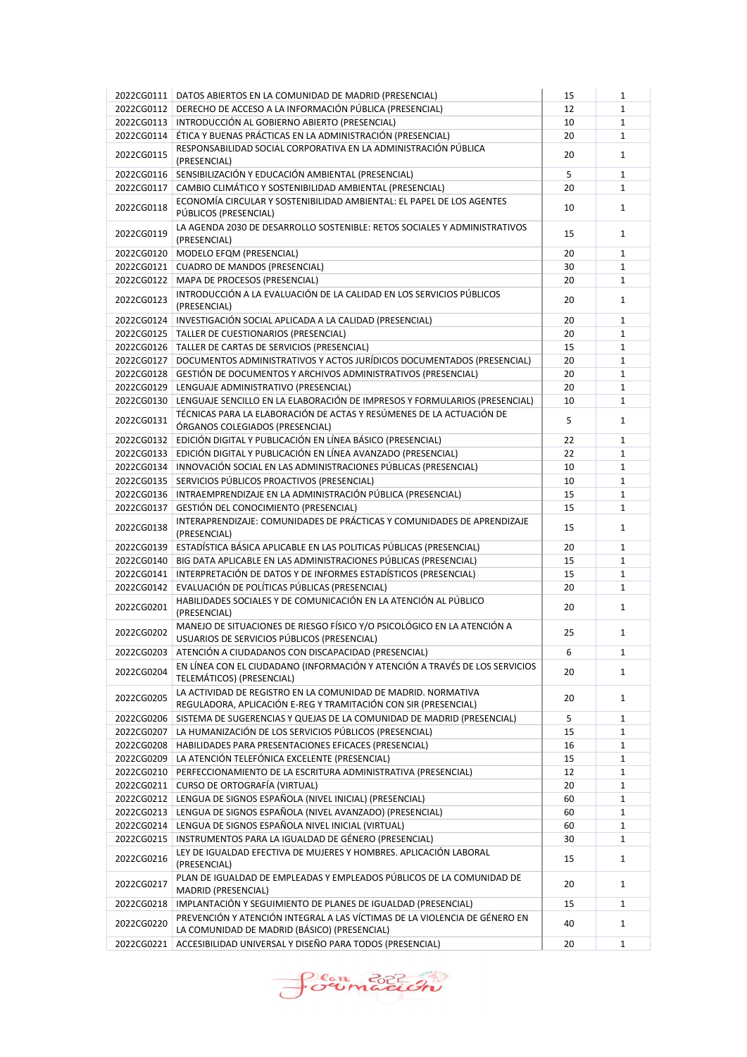| | | | |
|---|---|---|---|
| 2022CG0111 | DATOS ABIERTOS EN LA COMUNIDAD DE MADRID (PRESENCIAL) | 15 | 1 |
| 2022CG0112 | DERECHO DE ACCESO A LA INFORMACIÓN PÚBLICA (PRESENCIAL) | 12 | 1 |
| 2022CG0113 | INTRODUCCIÓN AL GOBIERNO ABIERTO (PRESENCIAL) | 10 | 1 |
| 2022CG0114 | ÉTICA Y BUENAS PRÁCTICAS EN LA ADMINISTRACIÓN (PRESENCIAL) | 20 | 1 |
| 2022CG0115 | RESPONSABILIDAD SOCIAL CORPORATIVA EN LA ADMINISTRACIÓN PÚBLICA (PRESENCIAL) | 20 | 1 |
| 2022CG0116 | SENSIBILIZACIÓN Y EDUCACIÓN AMBIENTAL (PRESENCIAL) | 5 | 1 |
| 2022CG0117 | CAMBIO CLIMÁTICO Y SOSTENIBILIDAD AMBIENTAL (PRESENCIAL) | 20 | 1 |
| 2022CG0118 | ECONOMÍA CIRCULAR Y SOSTENIBILIDAD AMBIENTAL: EL PAPEL DE LOS AGENTES PÚBLICOS (PRESENCIAL) | 10 | 1 |
| 2022CG0119 | LA AGENDA 2030 DE DESARROLLO SOSTENIBLE: RETOS SOCIALES Y ADMINISTRATIVOS (PRESENCIAL) | 15 | 1 |
| 2022CG0120 | MODELO EFQM (PRESENCIAL) | 20 | 1 |
| 2022CG0121 | CUADRO DE MANDOS (PRESENCIAL) | 30 | 1 |
| 2022CG0122 | MAPA DE PROCESOS (PRESENCIAL) | 20 | 1 |
| 2022CG0123 | INTRODUCCIÓN A LA EVALUACIÓN DE LA CALIDAD EN LOS SERVICIOS PÚBLICOS (PRESENCIAL) | 20 | 1 |
| 2022CG0124 | INVESTIGACIÓN SOCIAL APLICADA A LA CALIDAD (PRESENCIAL) | 20 | 1 |
| 2022CG0125 | TALLER DE CUESTIONARIOS (PRESENCIAL) | 20 | 1 |
| 2022CG0126 | TALLER DE CARTAS DE SERVICIOS (PRESENCIAL) | 15 | 1 |
| 2022CG0127 | DOCUMENTOS ADMINISTRATIVOS Y ACTOS JURÍDICOS DOCUMENTADOS (PRESENCIAL) | 20 | 1 |
| 2022CG0128 | GESTIÓN DE DOCUMENTOS Y ARCHIVOS ADMINISTRATIVOS (PRESENCIAL) | 20 | 1 |
| 2022CG0129 | LENGUAJE ADMINISTRATIVO (PRESENCIAL) | 20 | 1 |
| 2022CG0130 | LENGUAJE SENCILLO EN LA ELABORACIÓN DE IMPRESOS Y FORMULARIOS (PRESENCIAL) | 10 | 1 |
| 2022CG0131 | TÉCNICAS PARA LA ELABORACIÓN DE ACTAS Y RESÚMENES DE LA ACTUACIÓN DE ÓRGANOS COLEGIADOS (PRESENCIAL) | 5 | 1 |
| 2022CG0132 | EDICIÓN DIGITAL Y PUBLICACIÓN EN LÍNEA BÁSICO (PRESENCIAL) | 22 | 1 |
| 2022CG0133 | EDICIÓN DIGITAL Y PUBLICACIÓN EN LÍNEA AVANZADO (PRESENCIAL) | 22 | 1 |
| 2022CG0134 | INNOVACIÓN SOCIAL EN LAS ADMINISTRACIONES PÚBLICAS (PRESENCIAL) | 10 | 1 |
| 2022CG0135 | SERVICIOS PÚBLICOS PROACTIVOS (PRESENCIAL) | 10 | 1 |
| 2022CG0136 | INTRAEMPRENDIZAJE EN LA ADMINISTRACIÓN PÚBLICA (PRESENCIAL) | 15 | 1 |
| 2022CG0137 | GESTIÓN DEL CONOCIMIENTO (PRESENCIAL) | 15 | 1 |
| 2022CG0138 | INTERAPRENDIZAJE: COMUNIDADES DE PRÁCTICAS Y COMUNIDADES DE APRENDIZAJE (PRESENCIAL) | 15 | 1 |
| 2022CG0139 | ESTADÍSTICA BÁSICA APLICABLE EN LAS POLITICAS PÚBLICAS (PRESENCIAL) | 20 | 1 |
| 2022CG0140 | BIG DATA APLICABLE EN LAS ADMINISTRACIONES PÚBLICAS (PRESENCIAL) | 15 | 1 |
| 2022CG0141 | INTERPRETACIÓN DE DATOS Y DE INFORMES ESTADÍSTICOS (PRESENCIAL) | 15 | 1 |
| 2022CG0142 | EVALUACIÓN DE POLÍTICAS PÚBLICAS (PRESENCIAL) | 20 | 1 |
| 2022CG0201 | HABILIDADES SOCIALES Y DE COMUNICACIÓN EN LA ATENCIÓN AL PÚBLICO (PRESENCIAL) | 20 | 1 |
| 2022CG0202 | MANEJO DE SITUACIONES DE RIESGO FÍSICO Y/O PSICOLÓGICO EN LA ATENCIÓN A USUARIOS DE SERVICIOS PÚBLICOS (PRESENCIAL) | 25 | 1 |
| 2022CG0203 | ATENCIÓN A CIUDADANOS CON DISCAPACIDAD (PRESENCIAL) | 6 | 1 |
| 2022CG0204 | EN LÍNEA CON EL CIUDADANO (INFORMACIÓN Y ATENCIÓN A TRAVÉS DE LOS SERVICIOS TELEMÁTICOS) (PRESENCIAL) | 20 | 1 |
| 2022CG0205 | LA ACTIVIDAD DE REGISTRO EN LA COMUNIDAD DE MADRID. NORMATIVA REGULADORA, APLICACIÓN E-REG Y TRAMITACIÓN CON SIR (PRESENCIAL) | 20 | 1 |
| 2022CG0206 | SISTEMA DE SUGERENCIAS Y QUEJAS DE LA COMUNIDAD DE MADRID (PRESENCIAL) | 5 | 1 |
| 2022CG0207 | LA HUMANIZACIÓN DE LOS SERVICIOS PÚBLICOS (PRESENCIAL) | 15 | 1 |
| 2022CG0208 | HABILIDADES PARA PRESENTACIONES EFICACES (PRESENCIAL) | 16 | 1 |
| 2022CG0209 | LA ATENCIÓN TELEFÓNICA EXCELENTE (PRESENCIAL) | 15 | 1 |
| 2022CG0210 | PERFECCIONAMIENTO DE LA ESCRITURA ADMINISTRATIVA (PRESENCIAL) | 12 | 1 |
| 2022CG0211 | CURSO DE ORTOGRAFÍA (VIRTUAL) | 20 | 1 |
| 2022CG0212 | LENGUA DE SIGNOS ESPAÑOLA (NIVEL INICIAL) (PRESENCIAL) | 60 | 1 |
| 2022CG0213 | LENGUA DE SIGNOS ESPAÑOLA (NIVEL AVANZADO) (PRESENCIAL) | 60 | 1 |
| 2022CG0214 | LENGUA DE SIGNOS ESPAÑOLA NIVEL INICIAL (VIRTUAL) | 60 | 1 |
| 2022CG0215 | INSTRUMENTOS PARA LA IGUALDAD DE GÉNERO (PRESENCIAL) | 30 | 1 |
| 2022CG0216 | LEY DE IGUALDAD EFECTIVA DE MUJERES Y HOMBRES. APLICACIÓN LABORAL (PRESENCIAL) | 15 | 1 |
| 2022CG0217 | PLAN DE IGUALDAD DE EMPLEADAS Y EMPLEADOS PÚBLICOS DE LA COMUNIDAD DE MADRID (PRESENCIAL) | 20 | 1 |
| 2022CG0218 | IMPLANTACIÓN Y SEGUIMIENTO DE PLANES DE IGUALDAD (PRESENCIAL) | 15 | 1 |
| 2022CG0220 | PREVENCIÓN Y ATENCIÓN INTEGRAL A LAS VÍCTIMAS DE LA VIOLENCIA DE GÉNERO EN LA COMUNIDAD DE MADRID (BÁSICO) (PRESENCIAL) | 40 | 1 |
| 2022CG0221 | ACCESIBILIDAD UNIVERSAL Y DISEÑO PARA TODOS (PRESENCIAL) | 20 | 1 |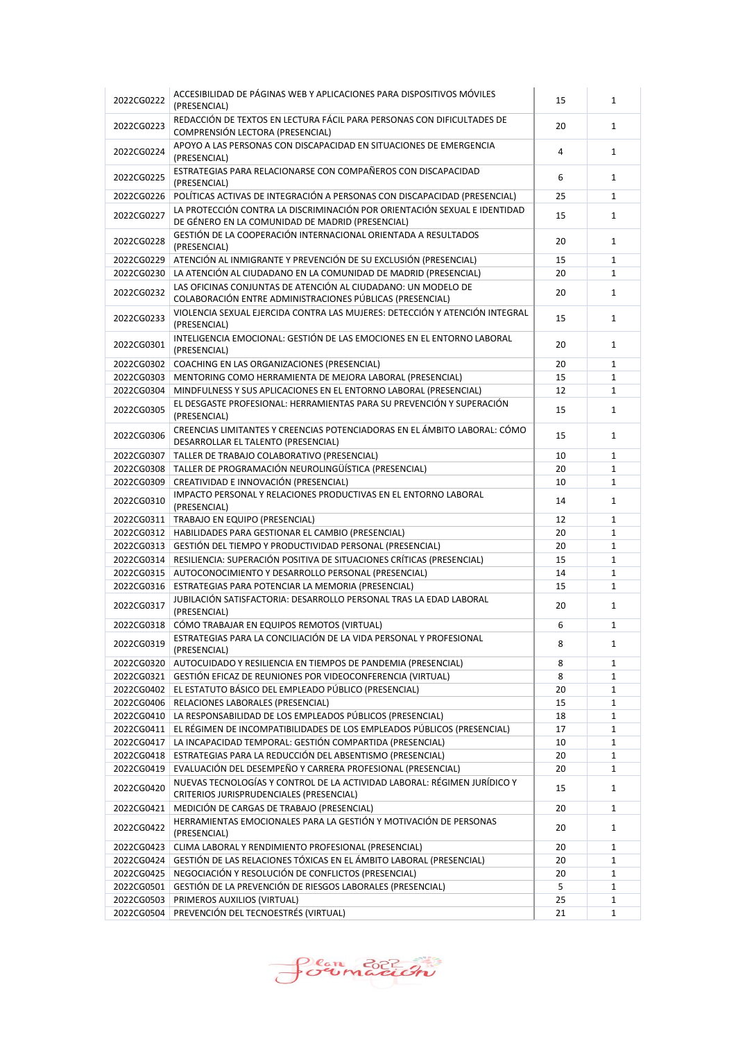| | | | |
|---|---|---|---|
| 2022CG0222 | ACCESIBILIDAD DE PÁGINAS WEB Y APLICACIONES PARA DISPOSITIVOS MÓVILES (PRESENCIAL) | 15 | 1 |
| 2022CG0223 | REDACCIÓN DE TEXTOS EN LECTURA FÁCIL PARA PERSONAS CON DIFICULTADES DE COMPRENSIÓN LECTORA (PRESENCIAL) | 20 | 1 |
| 2022CG0224 | APOYO A LAS PERSONAS CON DISCAPACIDAD EN SITUACIONES DE EMERGENCIA (PRESENCIAL) | 4 | 1 |
| 2022CG0225 | ESTRATEGIAS PARA RELACIONARSE CON COMPAÑEROS CON DISCAPACIDAD (PRESENCIAL) | 6 | 1 |
| 2022CG0226 | POLÍTICAS ACTIVAS DE INTEGRACIÓN A PERSONAS CON DISCAPACIDAD (PRESENCIAL) | 25 | 1 |
| 2022CG0227 | LA PROTECCIÓN CONTRA LA DISCRIMINACIÓN POR ORIENTACIÓN SEXUAL E IDENTIDAD DE GÉNERO EN LA COMUNIDAD DE MADRID (PRESENCIAL) | 15 | 1 |
| 2022CG0228 | GESTIÓN DE LA COOPERACIÓN INTERNACIONAL ORIENTADA A RESULTADOS (PRESENCIAL) | 20 | 1 |
| 2022CG0229 | ATENCIÓN AL INMIGRANTE Y PREVENCIÓN DE SU EXCLUSIÓN (PRESENCIAL) | 15 | 1 |
| 2022CG0230 | LA ATENCIÓN AL CIUDADANO EN LA COMUNIDAD DE MADRID (PRESENCIAL) | 20 | 1 |
| 2022CG0232 | LAS OFICINAS CONJUNTAS DE ATENCIÓN AL CIUDADANO: UN MODELO DE COLABORACIÓN ENTRE ADMINISTRACIONES PÚBLICAS (PRESENCIAL) | 20 | 1 |
| 2022CG0233 | VIOLENCIA SEXUAL EJERCIDA CONTRA LAS MUJERES: DETECCIÓN Y ATENCIÓN INTEGRAL (PRESENCIAL) | 15 | 1 |
| 2022CG0301 | INTELIGENCIA EMOCIONAL: GESTIÓN DE LAS EMOCIONES EN EL ENTORNO LABORAL (PRESENCIAL) | 20 | 1 |
| 2022CG0302 | COACHING EN LAS ORGANIZACIONES (PRESENCIAL) | 20 | 1 |
| 2022CG0303 | MENTORING COMO HERRAMIENTA DE MEJORA LABORAL (PRESENCIAL) | 15 | 1 |
| 2022CG0304 | MINDFULNESS Y SUS APLICACIONES EN EL ENTORNO LABORAL (PRESENCIAL) | 12 | 1 |
| 2022CG0305 | EL DESGASTE PROFESIONAL: HERRAMIENTAS PARA SU PREVENCIÓN Y SUPERACIÓN (PRESENCIAL) | 15 | 1 |
| 2022CG0306 | CREENCIAS LIMITANTES Y CREENCIAS POTENCIADORAS EN EL ÁMBITO LABORAL: CÓMO DESARROLLAR EL TALENTO (PRESENCIAL) | 15 | 1 |
| 2022CG0307 | TALLER DE TRABAJO COLABORATIVO (PRESENCIAL) | 10 | 1 |
| 2022CG0308 | TALLER DE PROGRAMACIÓN NEUROLINGÜÍSTICA (PRESENCIAL) | 20 | 1 |
| 2022CG0309 | CREATIVIDAD E INNOVACIÓN (PRESENCIAL) | 10 | 1 |
| 2022CG0310 | IMPACTO PERSONAL Y RELACIONES PRODUCTIVAS EN EL ENTORNO LABORAL (PRESENCIAL) | 14 | 1 |
| 2022CG0311 | TRABAJO EN EQUIPO (PRESENCIAL) | 12 | 1 |
| 2022CG0312 | HABILIDADES PARA GESTIONAR EL CAMBIO (PRESENCIAL) | 20 | 1 |
| 2022CG0313 | GESTIÓN DEL TIEMPO Y PRODUCTIVIDAD PERSONAL (PRESENCIAL) | 20 | 1 |
| 2022CG0314 | RESILIENCIA: SUPERACIÓN POSITIVA DE SITUACIONES CRÍTICAS (PRESENCIAL) | 15 | 1 |
| 2022CG0315 | AUTOCONOCIMIENTO Y DESARROLLO PERSONAL (PRESENCIAL) | 14 | 1 |
| 2022CG0316 | ESTRATEGIAS PARA POTENCIAR LA MEMORIA (PRESENCIAL) | 15 | 1 |
| 2022CG0317 | JUBILACIÓN SATISFACTORIA: DESARROLLO PERSONAL TRAS LA EDAD LABORAL (PRESENCIAL) | 20 | 1 |
| 2022CG0318 | CÓMO TRABAJAR EN EQUIPOS REMOTOS (VIRTUAL) | 6 | 1 |
| 2022CG0319 | ESTRATEGIAS PARA LA CONCILIACIÓN DE LA VIDA PERSONAL Y PROFESIONAL (PRESENCIAL) | 8 | 1 |
| 2022CG0320 | AUTOCUIDADO Y RESILIENCIA EN TIEMPOS DE PANDEMIA (PRESENCIAL) | 8 | 1 |
| 2022CG0321 | GESTIÓN EFICAZ DE REUNIONES POR VIDEOCONFERENCIA (VIRTUAL) | 8 | 1 |
| 2022CG0402 | EL ESTATUTO BÁSICO DEL EMPLEADO PÚBLICO (PRESENCIAL) | 20 | 1 |
| 2022CG0406 | RELACIONES LABORALES (PRESENCIAL) | 15 | 1 |
| 2022CG0410 | LA RESPONSABILIDAD DE LOS EMPLEADOS PÚBLICOS (PRESENCIAL) | 18 | 1 |
| 2022CG0411 | EL RÉGIMEN DE INCOMPATIBILIDADES DE LOS EMPLEADOS PÚBLICOS (PRESENCIAL) | 17 | 1 |
| 2022CG0417 | LA INCAPACIDAD TEMPORAL: GESTIÓN COMPARTIDA (PRESENCIAL) | 10 | 1 |
| 2022CG0418 | ESTRATEGIAS PARA LA REDUCCIÓN DEL ABSENTISMO (PRESENCIAL) | 20 | 1 |
| 2022CG0419 | EVALUACIÓN DEL DESEMPEÑO Y CARRERA PROFESIONAL (PRESENCIAL) | 20 | 1 |
| 2022CG0420 | NUEVAS TECNOLOGÍAS Y CONTROL DE LA ACTIVIDAD LABORAL: RÉGIMEN JURÍDICO Y CRITERIOS JURISPRUDENCIALES (PRESENCIAL) | 15 | 1 |
| 2022CG0421 | MEDICIÓN DE CARGAS DE TRABAJO (PRESENCIAL) | 20 | 1 |
| 2022CG0422 | HERRAMIENTAS EMOCIONALES PARA LA GESTIÓN Y MOTIVACIÓN DE PERSONAS (PRESENCIAL) | 20 | 1 |
| 2022CG0423 | CLIMA LABORAL Y RENDIMIENTO PROFESIONAL (PRESENCIAL) | 20 | 1 |
| 2022CG0424 | GESTIÓN DE LAS RELACIONES TÓXICAS EN EL ÁMBITO LABORAL (PRESENCIAL) | 20 | 1 |
| 2022CG0425 | NEGOCIACIÓN Y RESOLUCIÓN DE CONFLICTOS (PRESENCIAL) | 20 | 1 |
| 2022CG0501 | GESTIÓN DE LA PREVENCIÓN DE RIESGOS LABORALES (PRESENCIAL) | 5 | 1 |
| 2022CG0503 | PRIMEROS AUXILIOS (VIRTUAL) | 25 | 1 |
| 2022CG0504 | PREVENCIÓN DEL TECNOESTRÉS (VIRTUAL) | 21 | 1 |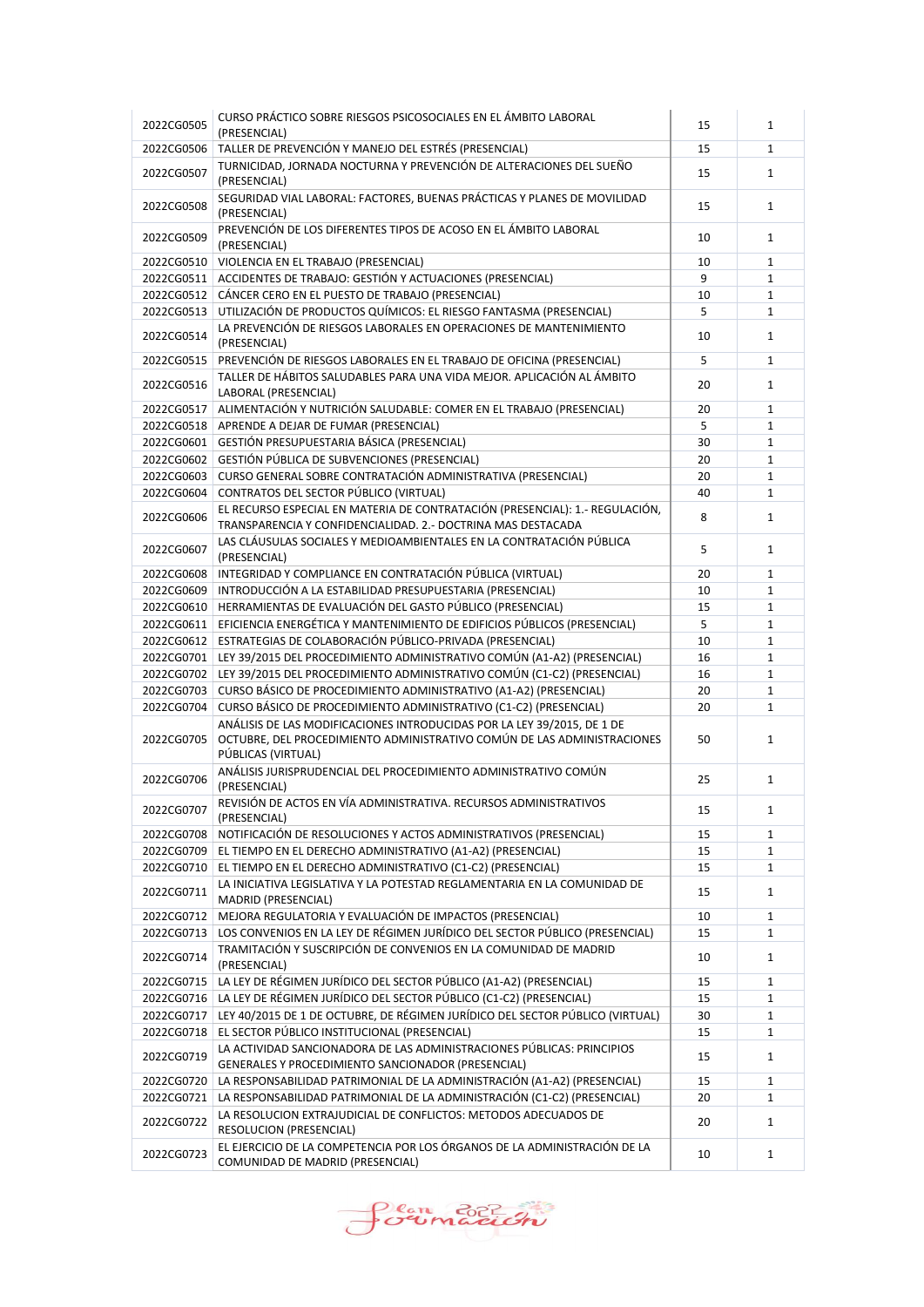| | | | |
|---|---|---|---|
| 2022CG0505 | CURSO PRÁCTICO SOBRE RIESGOS PSICOSOCIALES EN EL ÁMBITO LABORAL (PRESENCIAL) | 15 | 1 |
| 2022CG0506 | TALLER DE PREVENCIÓN Y MANEJO DEL ESTRÉS (PRESENCIAL) | 15 | 1 |
| 2022CG0507 | TURNICIDAD, JORNADA NOCTURNA Y PREVENCIÓN DE ALTERACIONES DEL SUEÑO (PRESENCIAL) | 15 | 1 |
| 2022CG0508 | SEGURIDAD VIAL LABORAL: FACTORES, BUENAS PRÁCTICAS Y PLANES DE MOVILIDAD (PRESENCIAL) | 15 | 1 |
| 2022CG0509 | PREVENCIÓN DE LOS DIFERENTES TIPOS DE ACOSO EN EL ÁMBITO LABORAL (PRESENCIAL) | 10 | 1 |
| 2022CG0510 | VIOLENCIA EN EL TRABAJO (PRESENCIAL) | 10 | 1 |
| 2022CG0511 | ACCIDENTES DE TRABAJO: GESTIÓN Y ACTUACIONES (PRESENCIAL) | 9 | 1 |
| 2022CG0512 | CÁNCER CERO EN EL PUESTO DE TRABAJO (PRESENCIAL) | 10 | 1 |
| 2022CG0513 | UTILIZACIÓN DE PRODUCTOS QUÍMICOS: EL RIESGO FANTASMA (PRESENCIAL) | 5 | 1 |
| 2022CG0514 | LA PREVENCIÓN DE RIESGOS LABORALES EN OPERACIONES DE MANTENIMIENTO (PRESENCIAL) | 10 | 1 |
| 2022CG0515 | PREVENCIÓN DE RIESGOS LABORALES EN EL TRABAJO DE OFICINA (PRESENCIAL) | 5 | 1 |
| 2022CG0516 | TALLER DE HÁBITOS SALUDABLES PARA UNA VIDA MEJOR. APLICACIÓN AL ÁMBITO LABORAL (PRESENCIAL) | 20 | 1 |
| 2022CG0517 | ALIMENTACIÓN Y NUTRICIÓN SALUDABLE: COMER EN EL TRABAJO (PRESENCIAL) | 20 | 1 |
| 2022CG0518 | APRENDE A DEJAR DE FUMAR (PRESENCIAL) | 5 | 1 |
| 2022CG0601 | GESTIÓN PRESUPUESTARIA BÁSICA (PRESENCIAL) | 30 | 1 |
| 2022CG0602 | GESTIÓN PÚBLICA DE SUBVENCIONES (PRESENCIAL) | 20 | 1 |
| 2022CG0603 | CURSO GENERAL SOBRE CONTRATACIÓN ADMINISTRATIVA (PRESENCIAL) | 20 | 1 |
| 2022CG0604 | CONTRATOS DEL SECTOR PÚBLICO (VIRTUAL) | 40 | 1 |
| 2022CG0606 | EL RECURSO ESPECIAL EN MATERIA DE CONTRATACIÓN (PRESENCIAL): 1.- REGULACIÓN, TRANSPARENCIA Y CONFIDENCIALIDAD. 2.- DOCTRINA MAS DESTACADA | 8 | 1 |
| 2022CG0607 | LAS CLÁUSULAS SOCIALES Y MEDIOAMBIENTALES EN LA CONTRATACIÓN PÚBLICA (PRESENCIAL) | 5 | 1 |
| 2022CG0608 | INTEGRIDAD Y COMPLIANCE EN CONTRATACIÓN PÚBLICA (VIRTUAL) | 20 | 1 |
| 2022CG0609 | INTRODUCCIÓN A LA ESTABILIDAD PRESUPUESTARIA (PRESENCIAL) | 10 | 1 |
| 2022CG0610 | HERRAMIENTAS DE EVALUACIÓN DEL GASTO PÚBLICO (PRESENCIAL) | 15 | 1 |
| 2022CG0611 | EFICIENCIA ENERGÉTICA Y MANTENIMIENTO DE EDIFICIOS PÚBLICOS (PRESENCIAL) | 5 | 1 |
| 2022CG0612 | ESTRATEGIAS DE COLABORACIÓN PÚBLICO-PRIVADA (PRESENCIAL) | 10 | 1 |
| 2022CG0701 | LEY 39/2015 DEL PROCEDIMIENTO ADMINISTRATIVO COMÚN (A1-A2) (PRESENCIAL) | 16 | 1 |
| 2022CG0702 | LEY 39/2015 DEL PROCEDIMIENTO ADMINISTRATIVO COMÚN (C1-C2) (PRESENCIAL) | 16 | 1 |
| 2022CG0703 | CURSO BÁSICO DE PROCEDIMIENTO ADMINISTRATIVO (A1-A2) (PRESENCIAL) | 20 | 1 |
| 2022CG0704 | CURSO BÁSICO DE PROCEDIMIENTO ADMINISTRATIVO (C1-C2) (PRESENCIAL) | 20 | 1 |
| 2022CG0705 | ANÁLISIS DE LAS MODIFICACIONES INTRODUCIDAS POR LA LEY 39/2015, DE 1 DE OCTUBRE, DEL PROCEDIMIENTO ADMINISTRATIVO COMÚN DE LAS ADMINISTRACIONES PÚBLICAS (VIRTUAL) | 50 | 1 |
| 2022CG0706 | ANÁLISIS JURISPRUDENCIAL DEL PROCEDIMIENTO ADMINISTRATIVO COMÚN (PRESENCIAL) | 25 | 1 |
| 2022CG0707 | REVISIÓN DE ACTOS EN VÍA ADMINISTRATIVA. RECURSOS ADMINISTRATIVOS (PRESENCIAL) | 15 | 1 |
| 2022CG0708 | NOTIFICACIÓN DE RESOLUCIONES Y ACTOS ADMINISTRATIVOS (PRESENCIAL) | 15 | 1 |
| 2022CG0709 | EL TIEMPO EN EL DERECHO ADMINISTRATIVO (A1-A2) (PRESENCIAL) | 15 | 1 |
| 2022CG0710 | EL TIEMPO EN EL DERECHO ADMINISTRATIVO (C1-C2) (PRESENCIAL) | 15 | 1 |
| 2022CG0711 | LA INICIATIVA LEGISLATIVA Y LA POTESTAD REGLAMENTARIA EN LA COMUNIDAD DE MADRID (PRESENCIAL) | 15 | 1 |
| 2022CG0712 | MEJORA REGULATORIA Y EVALUACIÓN DE IMPACTOS (PRESENCIAL) | 10 | 1 |
| 2022CG0713 | LOS CONVENIOS EN LA LEY DE RÉGIMEN JURÍDICO DEL SECTOR PÚBLICO (PRESENCIAL) | 15 | 1 |
| 2022CG0714 | TRAMITACIÓN Y SUSCRIPCIÓN DE CONVENIOS EN LA COMUNIDAD DE MADRID (PRESENCIAL) | 10 | 1 |
| 2022CG0715 | LA LEY DE RÉGIMEN JURÍDICO DEL SECTOR PÚBLICO (A1-A2) (PRESENCIAL) | 15 | 1 |
| 2022CG0716 | LA LEY DE RÉGIMEN JURÍDICO DEL SECTOR PÚBLICO (C1-C2) (PRESENCIAL) | 15 | 1 |
| 2022CG0717 | LEY 40/2015 DE 1 DE OCTUBRE, DE RÉGIMEN JURÍDICO DEL SECTOR PÚBLICO (VIRTUAL) | 30 | 1 |
| 2022CG0718 | EL SECTOR PÚBLICO INSTITUCIONAL (PRESENCIAL) | 15 | 1 |
| 2022CG0719 | LA ACTIVIDAD SANCIONADORA DE LAS ADMINISTRACIONES PÚBLICAS: PRINCIPIOS GENERALES Y PROCEDIMIENTO SANCIONADOR (PRESENCIAL) | 15 | 1 |
| 2022CG0720 | LA RESPONSABILIDAD PATRIMONIAL DE LA ADMINISTRACIÓN (A1-A2) (PRESENCIAL) | 15 | 1 |
| 2022CG0721 | LA RESPONSABILIDAD PATRIMONIAL DE LA ADMINISTRACIÓN (C1-C2) (PRESENCIAL) | 20 | 1 |
| 2022CG0722 | LA RESOLUCION EXTRAJUDICIAL DE CONFLICTOS: METODOS ADECUADOS DE RESOLUCION (PRESENCIAL) | 20 | 1 |
| 2022CG0723 | EL EJERCICIO DE LA COMPETENCIA POR LOS ÓRGANOS DE LA ADMINISTRACIÓN DE LA COMUNIDAD DE MADRID (PRESENCIAL) | 10 | 1 |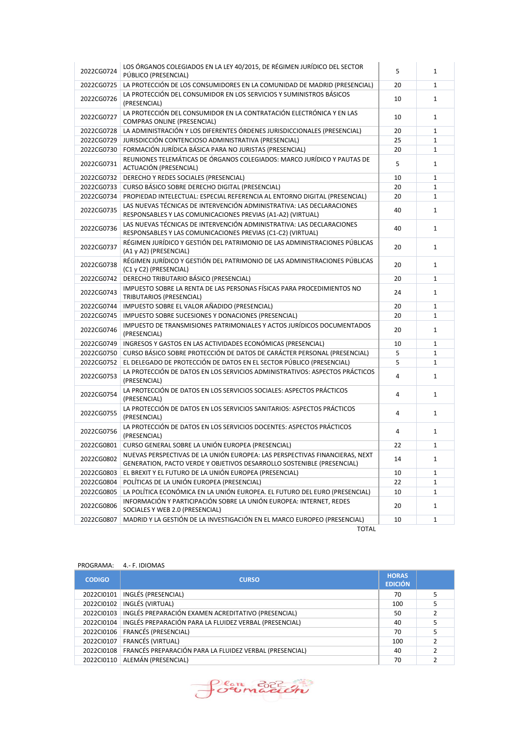| | | | |
|---|---|---|---|
| 2022CG0724 | LOS ÓRGANOS COLEGIADOS EN LA LEY 40/2015, DE RÉGIMEN JURÍDICO DEL SECTOR PÚBLICO (PRESENCIAL) | 5 | 1 |
| 2022CG0725 | LA PROTECCIÓN DE LOS CONSUMIDORES EN LA COMUNIDAD DE MADRID (PRESENCIAL) | 20 | 1 |
| 2022CG0726 | LA PROTECCIÓN DEL CONSUMIDOR EN LOS SERVICIOS Y SUMINISTROS BÁSICOS (PRESENCIAL) | 10 | 1 |
| 2022CG0727 | LA PROTECCIÓN DEL CONSUMIDOR EN LA CONTRATACIÓN ELECTRÓNICA Y EN LAS COMPRAS ONLINE (PRESENCIAL) | 10 | 1 |
| 2022CG0728 | LA ADMINISTRACIÓN Y LOS DIFERENTES ÓRDENES JURISDICCIONALES (PRESENCIAL) | 20 | 1 |
| 2022CG0729 | JURISDICCIÓN CONTENCIOSO ADMINISTRATIVA (PRESENCIAL) | 25 | 1 |
| 2022CG0730 | FORMACIÓN JURÍDICA BÁSICA PARA NO JURISTAS (PRESENCIAL) | 20 | 1 |
| 2022CG0731 | REUNIONES TELEMÁTICAS DE ÓRGANOS COLEGIADOS: MARCO JURÍDICO Y PAUTAS DE ACTUACIÓN (PRESENCIAL) | 5 | 1 |
| 2022CG0732 | DERECHO Y REDES SOCIALES (PRESENCIAL) | 10 | 1 |
| 2022CG0733 | CURSO BÁSICO SOBRE DERECHO DIGITAL (PRESENCIAL) | 20 | 1 |
| 2022CG0734 | PROPIEDAD INTELECTUAL: ESPECIAL REFERENCIA AL ENTORNO DIGITAL (PRESENCIAL) | 20 | 1 |
| 2022CG0735 | LAS NUEVAS TÉCNICAS DE INTERVENCIÓN ADMINISTRATIVA: LAS DECLARACIONES RESPONSABLES Y LAS COMUNICACIONES PREVIAS (A1-A2) (VIRTUAL) | 40 | 1 |
| 2022CG0736 | LAS NUEVAS TÉCNICAS DE INTERVENCIÓN ADMINISTRATIVA: LAS DECLARACIONES RESPONSABLES Y LAS COMUNICACIONES PREVIAS (C1-C2) (VIRTUAL) | 40 | 1 |
| 2022CG0737 | RÉGIMEN JURÍDICO Y GESTIÓN DEL PATRIMONIO DE LAS ADMINISTRACIONES PÚBLICAS (A1 y A2) (PRESENCIAL) | 20 | 1 |
| 2022CG0738 | RÉGIMEN JURÍDICO Y GESTIÓN DEL PATRIMONIO DE LAS ADMINISTRACIONES PÚBLICAS (C1 y C2) (PRESENCIAL) | 20 | 1 |
| 2022CG0742 | DERECHO TRIBUTARIO BÁSICO (PRESENCIAL) | 20 | 1 |
| 2022CG0743 | IMPUESTO SOBRE LA RENTA DE LAS PERSONAS FÍSICAS PARA PROCEDIMIENTOS NO TRIBUTARIOS (PRESENCIAL) | 24 | 1 |
| 2022CG0744 | IMPUESTO SOBRE EL VALOR AÑADIDO (PRESENCIAL) | 20 | 1 |
| 2022CG0745 | IMPUESTO SOBRE SUCESIONES Y DONACIONES (PRESENCIAL) | 20 | 1 |
| 2022CG0746 | IMPUESTO DE TRANSMISIONES PATRIMONIALES Y ACTOS JURÍDICOS DOCUMENTADOS (PRESENCIAL) | 20 | 1 |
| 2022CG0749 | INGRESOS Y GASTOS EN LAS ACTIVIDADES ECONÓMICAS (PRESENCIAL) | 10 | 1 |
| 2022CG0750 | CURSO BÁSICO SOBRE PROTECCIÓN DE DATOS DE CARÁCTER PERSONAL (PRESENCIAL) | 5 | 1 |
| 2022CG0752 | EL DELEGADO DE PROTECCIÓN DE DATOS EN EL SECTOR PÚBLICO (PRESENCIAL) | 5 | 1 |
| 2022CG0753 | LA PROTECCIÓN DE DATOS EN LOS SERVICIOS ADMINISTRATIVOS: ASPECTOS PRÁCTICOS (PRESENCIAL) | 4 | 1 |
| 2022CG0754 | LA PROTECCIÓN DE DATOS EN LOS SERVICIOS SOCIALES: ASPECTOS PRÁCTICOS (PRESENCIAL) | 4 | 1 |
| 2022CG0755 | LA PROTECCIÓN DE DATOS EN LOS SERVICIOS SANITARIOS: ASPECTOS PRÁCTICOS (PRESENCIAL) | 4 | 1 |
| 2022CG0756 | LA PROTECCIÓN DE DATOS EN LOS SERVICIOS DOCENTES: ASPECTOS PRÁCTICOS (PRESENCIAL) | 4 | 1 |
| 2022CG0801 | CURSO GENERAL SOBRE LA UNIÓN EUROPEA (PRESENCIAL) | 22 | 1 |
| 2022CG0802 | NUEVAS PERSPECTIVAS DE LA UNIÓN EUROPEA: LAS PERSPECTIVAS FINANCIERAS, NEXT GENERATION, PACTO VERDE Y OBJETIVOS DESARROLLO SOSTENIBLE (PRESENCIAL) | 14 | 1 |
| 2022CG0803 | EL BREXIT Y EL FUTURO DE LA UNIÓN EUROPEA (PRESENCIAL) | 10 | 1 |
| 2022CG0804 | POLÍTICAS DE LA UNIÓN EUROPEA (PRESENCIAL) | 22 | 1 |
| 2022CG0805 | LA POLÍTICA ECONÓMICA EN LA UNIÓN EUROPEA. EL FUTURO DEL EURO (PRESENCIAL) | 10 | 1 |
| 2022CG0806 | INFORMACIÓN Y PARTICIPACIÓN SOBRE LA UNIÓN EUROPEA: INTERNET, REDES SOCIALES Y WEB 2.0 (PRESENCIAL) | 20 | 1 |
| 2022CG0807 | MADRID Y LA GESTIÓN DE LA INVESTIGACIÓN EN EL MARCO EUROPEO (PRESENCIAL) | 10 | 1 |
| | TOTAL | | |

PROGRAMA: 4.- F. IDIOMAS

| CODIGO | CURSO | HORAS EDICIÓN | |
|---|---|---|---|
| 2022CI0101 | INGLÉS (PRESENCIAL) | 70 | 5 |
| 2022CI0102 | INGLÉS (VIRTUAL) | 100 | 5 |
| 2022CI0103 | INGLÉS PREPARACIÓN EXAMEN ACREDITATIVO (PRESENCIAL) | 50 | 2 |
| 2022CI0104 | INGLÉS PREPARACIÓN PARA LA FLUIDEZ VERBAL (PRESENCIAL) | 40 | 5 |
| 2022CI0106 | FRANCÉS (PRESENCIAL) | 70 | 5 |
| 2022CI0107 | FRANCÉS (VIRTUAL) | 100 | 2 |
| 2022CI0108 | FRANCÉS PREPARACIÓN PARA LA FLUIDEZ VERBAL (PRESENCIAL) | 40 | 2 |
| 2022CI0110 | ALEMÁN (PRESENCIAL) | 70 | 2 |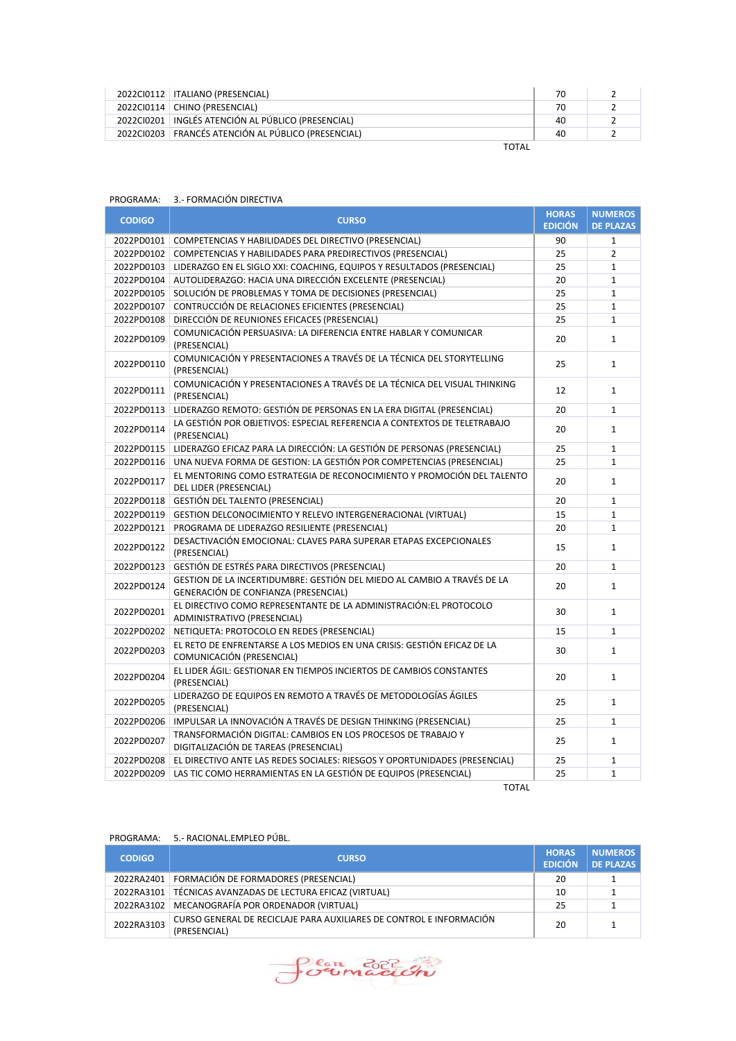| | | | |
|---|---|---|---|
| 2022CI0112 | ITALIANO (PRESENCIAL) | 70 | 2 |
| 2022CI0114 | CHINO (PRESENCIAL) | 70 | 2 |
| 2022CI0201 | INGLÉS ATENCIÓN AL PÚBLICO (PRESENCIAL) | 40 | 2 |
| 2022CI0203 | FRANCÉS ATENCIÓN AL PÚBLICO (PRESENCIAL) | 40 | 2 |

TOTAL

PROGRAMA: 3.- FORMACIÓN DIRECTIVA

| CODIGO | CURSO | HORAS EDICIÓN | NUMEROS DE PLAZAS |
|---|---|---|---|
| 2022PD0101 | COMPETENCIAS Y HABILIDADES DEL DIRECTIVO (PRESENCIAL) | 90 | 1 |
| 2022PD0102 | COMPETENCIAS Y HABILIDADES PARA PREDIRECTIVOS (PRESENCIAL) | 25 | 2 |
| 2022PD0103 | LIDERAZGO EN EL SIGLO XXI: COACHING, EQUIPOS Y RESULTADOS (PRESENCIAL) | 25 | 1 |
| 2022PD0104 | AUTOLIDERAZGO: HACIA UNA DIRECCIÓN EXCELENTE (PRESENCIAL) | 20 | 1 |
| 2022PD0105 | SOLUCIÓN DE PROBLEMAS Y TOMA DE DECISIONES (PRESENCIAL) | 25 | 1 |
| 2022PD0107 | CONTRUCCIÓN DE RELACIONES EFICIENTES (PRESENCIAL) | 25 | 1 |
| 2022PD0108 | DIRECCIÓN DE REUNIONES EFICACES (PRESENCIAL) | 25 | 1 |
| 2022PD0109 | COMUNICACIÓN PERSUASIVA: LA DIFERENCIA ENTRE HABLAR Y COMUNICAR (PRESENCIAL) | 20 | 1 |
| 2022PD0110 | COMUNICACIÓN Y PRESENTACIONES A TRAVÉS DE LA TÉCNICA DEL STORYTELLING (PRESENCIAL) | 25 | 1 |
| 2022PD0111 | COMUNICACIÓN Y PRESENTACIONES A TRAVÉS DE LA TÉCNICA DEL VISUAL THINKING (PRESENCIAL) | 12 | 1 |
| 2022PD0113 | LIDERAZGO REMOTO: GESTIÓN DE PERSONAS EN LA ERA DIGITAL (PRESENCIAL) | 20 | 1 |
| 2022PD0114 | LA GESTIÓN POR OBJETIVOS: ESPECIAL REFERENCIA A CONTEXTOS DE TELETRABAJO (PRESENCIAL) | 20 | 1 |
| 2022PD0115 | LIDERAZGO EFICAZ PARA LA DIRECCIÓN: LA GESTIÓN DE PERSONAS (PRESENCIAL) | 25 | 1 |
| 2022PD0116 | UNA NUEVA FORMA DE GESTION: LA GESTIÓN POR COMPETENCIAS (PRESENCIAL) | 25 | 1 |
| 2022PD0117 | EL MENTORING COMO ESTRATEGIA DE RECONOCIMIENTO Y PROMOCIÓN DEL TALENTO DEL LIDER (PRESENCIAL) | 20 | 1 |
| 2022PD0118 | GESTIÓN DEL TALENTO (PRESENCIAL) | 20 | 1 |
| 2022PD0119 | GESTION DELCONOCIMIENTO Y RELEVO INTERGENERACIONAL (VIRTUAL) | 15 | 1 |
| 2022PD0121 | PROGRAMA DE LIDERAZGO RESILIENTE (PRESENCIAL) | 20 | 1 |
| 2022PD0122 | DESACTIVACIÓN EMOCIONAL: CLAVES PARA SUPERAR ETAPAS EXCEPCIONALES (PRESENCIAL) | 15 | 1 |
| 2022PD0123 | GESTIÓN DE ESTRÉS PARA DIRECTIVOS (PRESENCIAL) | 20 | 1 |
| 2022PD0124 | GESTION DE LA INCERTIDUMBRE: GESTIÓN DEL MIEDO AL CAMBIO A TRAVÉS DE LA GENERACIÓN DE CONFIANZA (PRESENCIAL) | 20 | 1 |
| 2022PD0201 | EL DIRECTIVO COMO REPRESENTANTE DE LA ADMINISTRACIÓN:EL PROTOCOLO ADMINISTRATIVO (PRESENCIAL) | 30 | 1 |
| 2022PD0202 | NETIQUETA: PROTOCOLO EN REDES (PRESENCIAL) | 15 | 1 |
| 2022PD0203 | EL RETO DE ENFRENTARSE A LOS MEDIOS EN UNA CRISIS: GESTIÓN EFICAZ DE LA COMUNICACIÓN (PRESENCIAL) | 30 | 1 |
| 2022PD0204 | EL LIDER ÁGIL: GESTIONAR EN TIEMPOS INCIERTOS DE CAMBIOS CONSTANTES (PRESENCIAL) | 20 | 1 |
| 2022PD0205 | LIDERAZGO DE EQUIPOS EN REMOTO A TRAVÉS DE METODOLOGÍAS ÁGILES (PRESENCIAL) | 25 | 1 |
| 2022PD0206 | IMPULSAR LA INNOVACIÓN A TRAVÉS DE DESIGN THINKING (PRESENCIAL) | 25 | 1 |
| 2022PD0207 | TRANSFORMACIÓN DIGITAL: CAMBIOS EN LOS PROCESOS DE TRABAJO Y DIGITALIZACIÓN DE TAREAS (PRESENCIAL) | 25 | 1 |
| 2022PD0208 | EL DIRECTIVO ANTE LAS REDES SOCIALES: RIESGOS Y OPORTUNIDADES (PRESENCIAL) | 25 | 1 |
| 2022PD0209 | LAS TIC COMO HERRAMIENTAS EN LA GESTIÓN DE EQUIPOS (PRESENCIAL) | 25 | 1 |

TOTAL

PROGRAMA: 5.- RACIONAL.EMPLEO PÚBL.

| CODIGO | CURSO | HORAS EDICIÓN | NUMEROS DE PLAZAS |
|---|---|---|---|
| 2022RA2401 | FORMACIÓN DE FORMADORES (PRESENCIAL) | 20 | 1 |
| 2022RA3101 | TÉCNICAS AVANZADAS DE LECTURA EFICAZ (VIRTUAL) | 10 | 1 |
| 2022RA3102 | MECANOGRAFÍA POR ORDENADOR (VIRTUAL) | 25 | 1 |
| 2022RA3103 | CURSO GENERAL DE RECICLAJE PARA AUXILIARES DE CONTROL E INFORMACIÓN (PRESENCIAL) | 20 | 1 |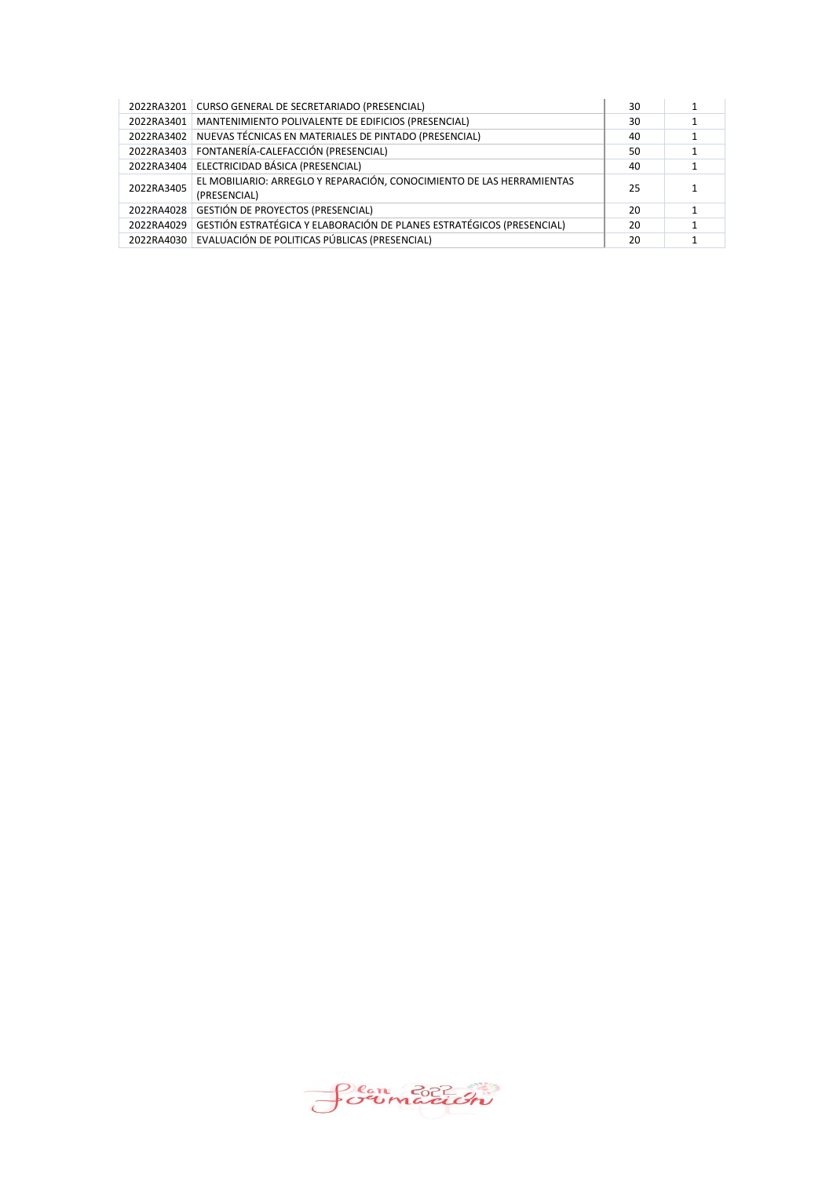| | | | |
|---|---|---|---|
| 2022RA3201 | CURSO GENERAL DE SECRETARIADO (PRESENCIAL) | 30 | 1 |
| 2022RA3401 | MANTENIMIENTO POLIVALENTE DE EDIFICIOS (PRESENCIAL) | 30 | 1 |
| 2022RA3402 | NUEVAS TÉCNICAS EN MATERIALES DE PINTADO (PRESENCIAL) | 40 | 1 |
| 2022RA3403 | FONTANERÍA-CALEFACCIÓN (PRESENCIAL) | 50 | 1 |
| 2022RA3404 | ELECTRICIDAD BÁSICA (PRESENCIAL) | 40 | 1 |
| 2022RA3405 | EL MOBILIARIO: ARREGLO Y REPARACIÓN, CONOCIMIENTO DE LAS HERRAMIENTAS (PRESENCIAL) | 25 | 1 |
| 2022RA4028 | GESTIÓN DE PROYECTOS (PRESENCIAL) | 20 | 1 |
| 2022RA4029 | GESTIÓN ESTRATÉGICA Y ELABORACIÓN DE PLANES ESTRATÉGICOS (PRESENCIAL) | 20 | 1 |
| 2022RA4030 | EVALUACIÓN DE POLITICAS PÚBLICAS (PRESENCIAL) | 20 | 1 |